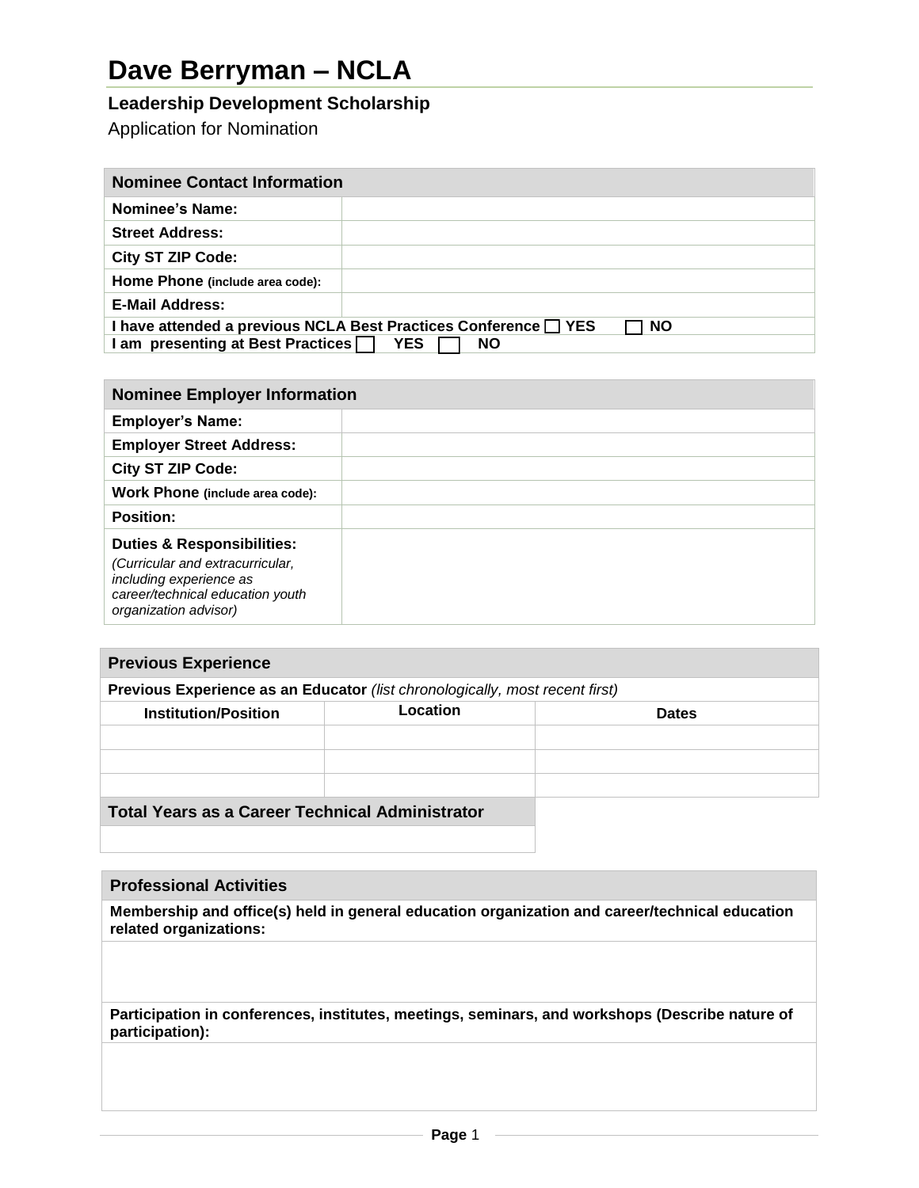# Dave Berryman – NCLA

### Leadership Development Scholarship

Application for Nomination

| Nominee Contact Information | |
|---|---|
| **Nominee's Name:** | |
| **Street Address:** | |
| **City ST ZIP Code:** | |
| **Home Phone** (include area code): | |
| **E-Mail Address:** | |
| **I have attended a previous NCLA Best Practices Conference ☐ YES ☐ NO** | |
| **I am presenting at Best Practices ☐ YES ☐ NO** | |

| Nominee Employer Information | |
|---|---|
| **Employer's Name:** | |
| **Employer Street Address:** | |
| **City ST ZIP Code:** | |
| **Work Phone** (include area code): | |
| **Position:** | |
| **Duties & Responsibilities:** *(Curricular and extracurricular, including experience as career/technical education youth organization advisor)* | |

| Previous Experience | | |
|---|---|---|
| **Previous Experience as an Educator** *(list chronologically, most recent first)* | | |
| **Institution/Position** | **Location** | **Dates** |
| | | |
| | | |
| | | |

| Total Years as a Career Technical Administrator |
|---|
| |

| Professional Activities |
|---|
| **Membership and office(s) held in general education organization and career/technical education related organizations:** |
| |
| **Participation in conferences, institutes, meetings, seminars, and workshops (Describe nature of participation):** |
| |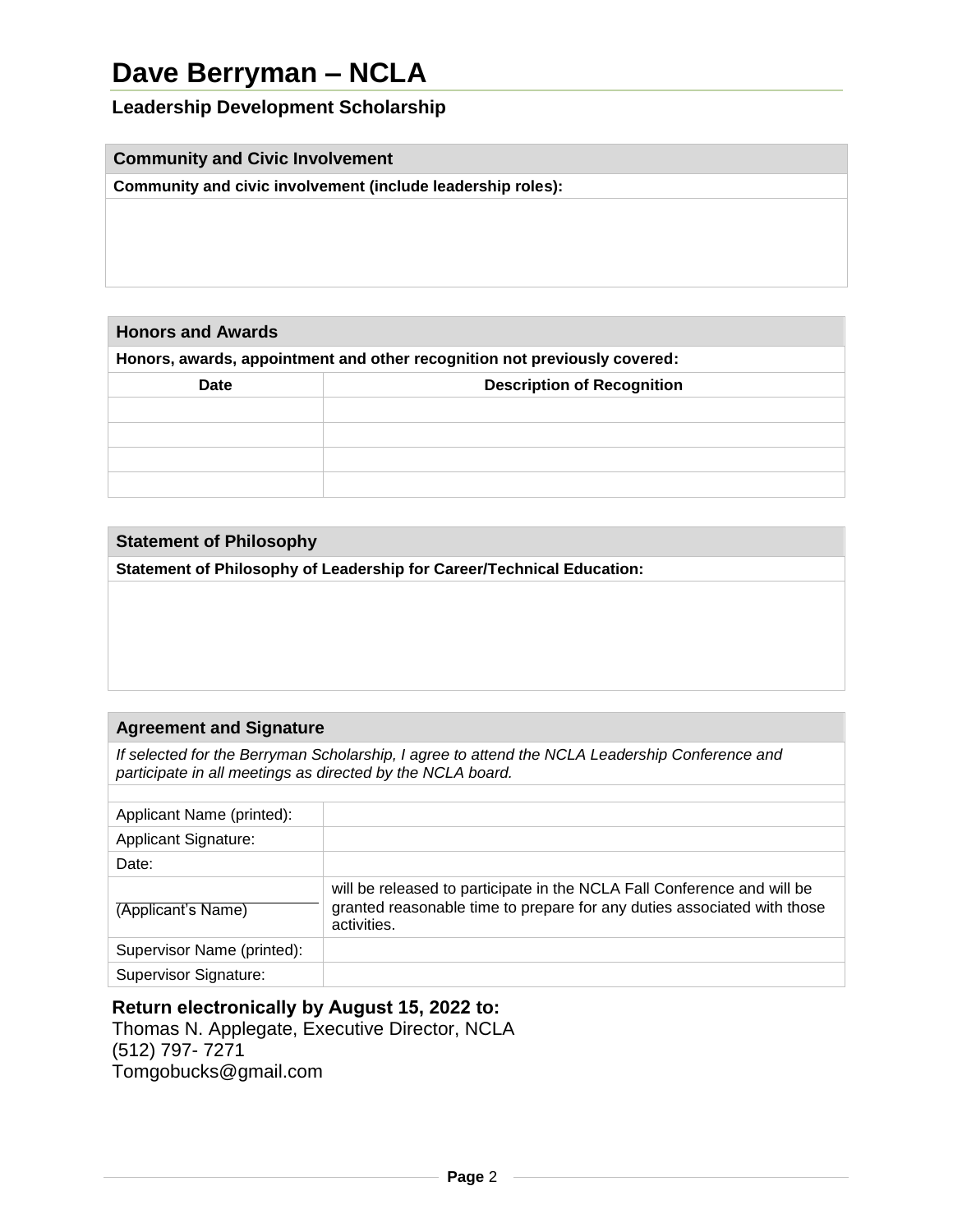# Dave Berryman – NCLA

### Leadership Development Scholarship

| **Community and Civic Involvement** |
| --- |
| **Community and civic involvement (include leadership roles):** |
| |

| **Honors and Awards** | |
| --- | --- |
| **Honors, awards, appointment and other recognition not previously covered:** | |
| **Date** | **Description of Recognition** |
| | |
| | |
| | |
| | |

| **Statement of Philosophy** |
| --- |
| **Statement of Philosophy of Leadership for Career/Technical Education:** |
| |

| **Agreement and Signature** | |
| --- | --- |
| *If selected for the Berryman Scholarship, I agree to attend the NCLA Leadership Conference and participate in all meetings as directed by the NCLA board.* | |
| | |
| Applicant Name (printed): | |
| Applicant Signature: | |
| Date: | |
| (Applicant's Name) | will be released to participate in the NCLA Fall Conference and will be granted reasonable time to prepare for any duties associated with those activities. |
| Supervisor Name (printed): | |
| Supervisor Signature: | |

**Return electronically by August 15, 2022 to:**

Thomas N. Applegate, Executive Director, NCLA
(512) 797- 7271
Tomgobucks@gmail.com